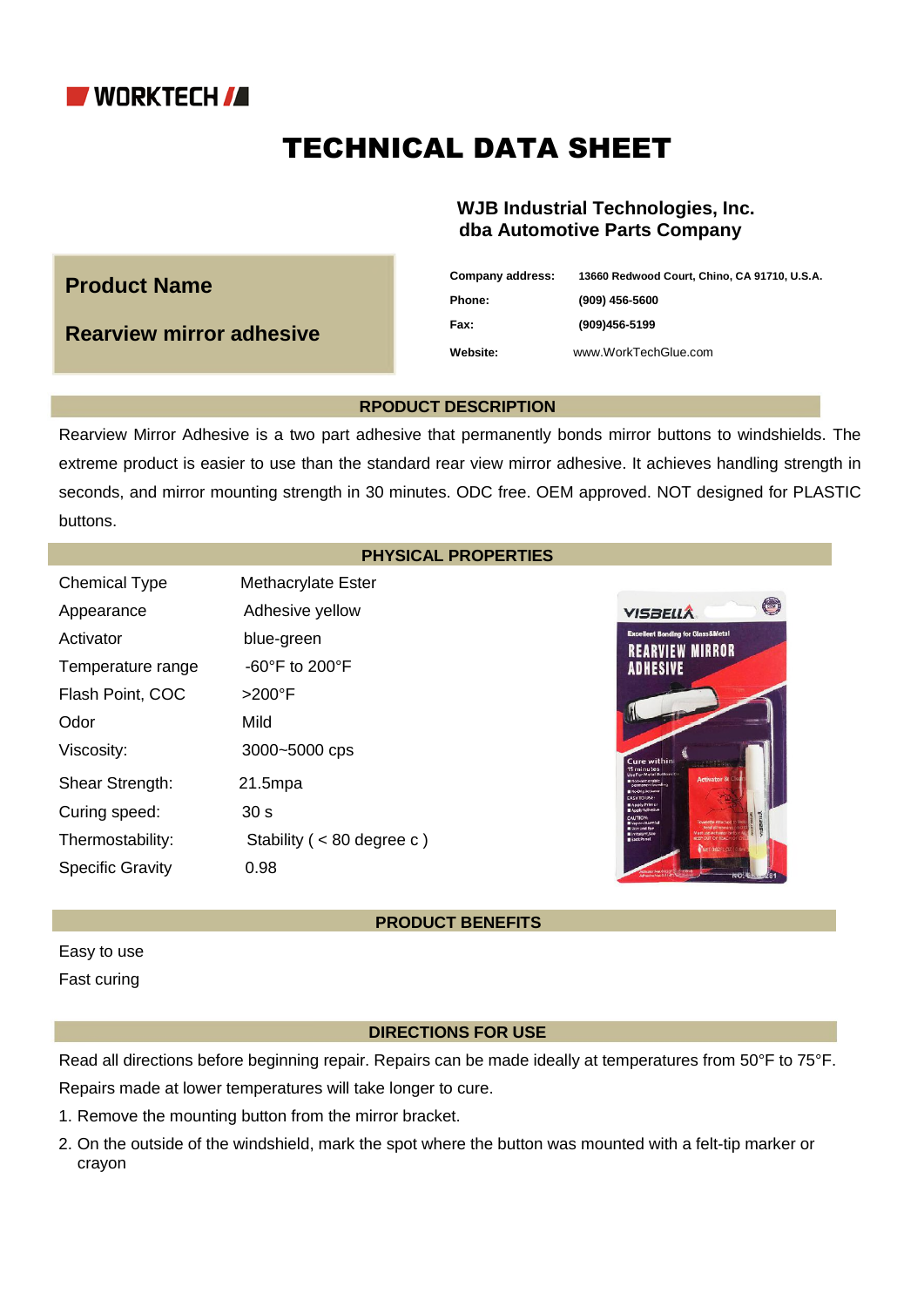WORKTECH

# TECHNICAL DATA SHEET

**WJB Industrial Technologies, Inc.**
**dba Automotive Parts Company**

## Product Name

## Rearview mirror adhesive

| | |
|---|---|
| **Company address:** | **13660 Redwood Court, Chino, CA 91710, U.S.A.** |
| **Phone:** | **(909) 456-5600** |
| **Fax:** | **(909)456-5199** |
| **Website:** | www.WorkTechGlue.com |

## RPODUCT DESCRIPTION

Rearview Mirror Adhesive is a two part adhesive that permanently bonds mirror buttons to windshields. The extreme product is easier to use than the standard rear view mirror adhesive. It achieves handling strength in seconds, and mirror mounting strength in 30 minutes. ODC free. OEM approved. NOT designed for PLASTIC buttons.

## PHYSICAL PROPERTIES

| | |
|---|---|
| Chemical Type | Methacrylate Ester |
| Appearance | Adhesive yellow |
| Activator | blue-green |
| Temperature range | -60°F to 200°F |
| Flash Point, COC | >200°F |
| Odor | Mild |
| Viscosity: | 3000~5000 cps |
| Shear Strength: | 21.5mpa |
| Curing speed: | 30 s |
| Thermostability: | Stability ( < 80 degree c ) |
| Specific Gravity | 0.98 |

## PRODUCT BENEFITS

Easy to use

Fast curing

## DIRECTIONS FOR USE

Read all directions before beginning repair. Repairs can be made ideally at temperatures from 50°F to 75°F. Repairs made at lower temperatures will take longer to cure.

1. Remove the mounting button from the mirror bracket.
2. On the outside of the windshield, mark the spot where the button was mounted with a felt-tip marker or crayon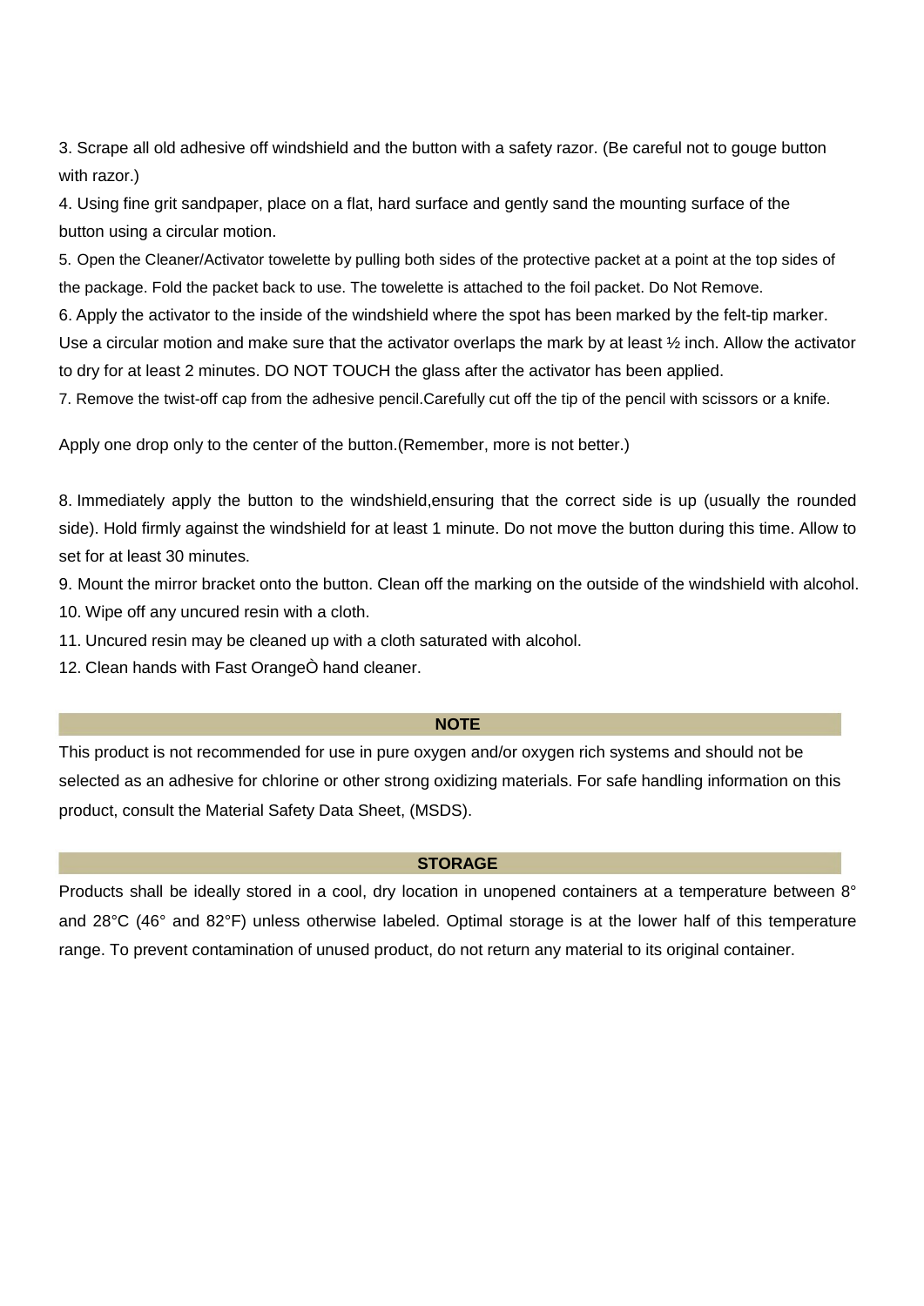3. Scrape all old adhesive off windshield and the button with a safety razor. (Be careful not to gouge button with razor.)

4. Using fine grit sandpaper, place on a flat, hard surface and gently sand the mounting surface of the button using a circular motion.

5. Open the Cleaner/Activator towelette by pulling both sides of the protective packet at a point at the top sides of the package. Fold the packet back to use. The towelette is attached to the foil packet. Do Not Remove.

6. Apply the activator to the inside of the windshield where the spot has been marked by the felt-tip marker. Use a circular motion and make sure that the activator overlaps the mark by at least ½ inch. Allow the activator to dry for at least 2 minutes. DO NOT TOUCH the glass after the activator has been applied.

7. Remove the twist-off cap from the adhesive pencil.Carefully cut off the tip of the pencil with scissors or a knife.

Apply one drop only to the center of the button.(Remember, more is not better.)

8. Immediately apply the button to the windshield,ensuring that the correct side is up (usually the rounded side). Hold firmly against the windshield for at least 1 minute. Do not move the button during this time. Allow to set for at least 30 minutes.

9. Mount the mirror bracket onto the button. Clean off the marking on the outside of the windshield with alcohol.

10. Wipe off any uncured resin with a cloth.

11. Uncured resin may be cleaned up with a cloth saturated with alcohol.

12. Clean hands with Fast OrangeÒ hand cleaner.

## NOTE

This product is not recommended for use in pure oxygen and/or oxygen rich systems and should not be selected as an adhesive for chlorine or other strong oxidizing materials. For safe handling information on this product, consult the Material Safety Data Sheet, (MSDS).

## STORAGE

Products shall be ideally stored in a cool, dry location in unopened containers at a temperature between 8° and 28°C (46° and 82°F) unless otherwise labeled. Optimal storage is at the lower half of this temperature range. To prevent contamination of unused product, do not return any material to its original container.